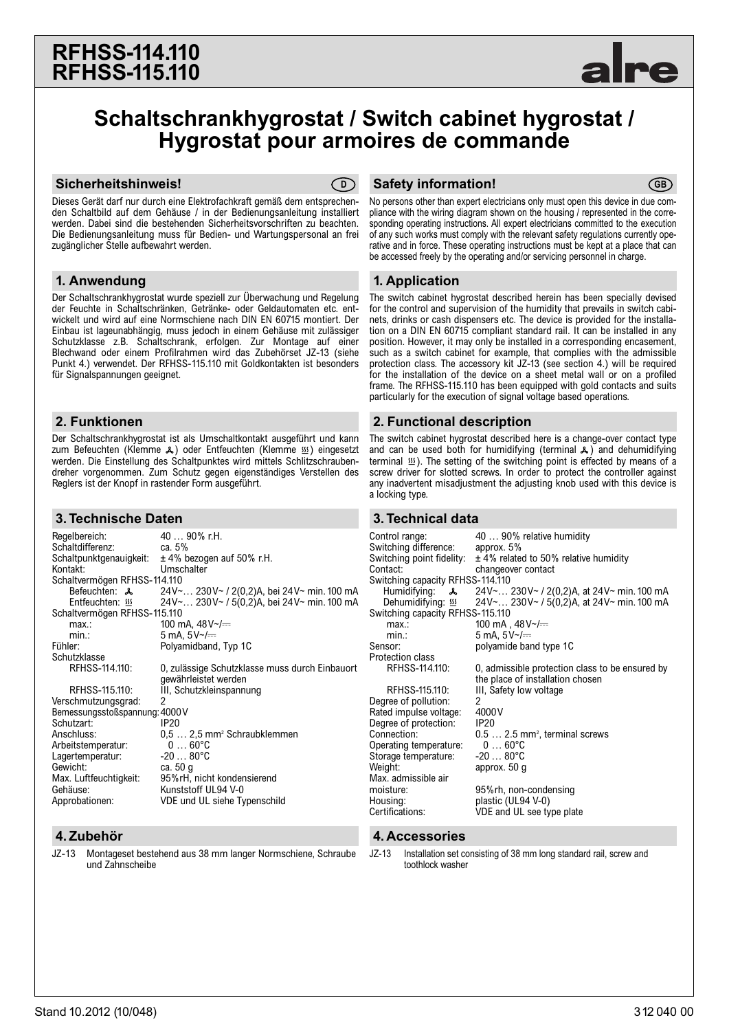# RFHSS-114.110
# RFHSS-115.110

alre

## Schaltschrankhygrostat / Switch cabinet hygrostat / Hygrostat pour armoires de commande

### Sicherheitshinweis! (D)

Dieses Gerät darf nur durch eine Elektrofachkraft gemäß dem entsprechenden Schaltbild auf dem Gehäuse / in der Bedienungsanleitung installiert werden. Dabei sind die bestehenden Sicherheitsvorschriften zu beachten. Die Bedienungsanleitung muss für Bedien- und Wartungspersonal an frei zugänglicher Stelle aufbewahrt werden.

### 1. Anwendung

Der Schaltschrankhygrostat wurde speziell zur Überwachung und Regelung der Feuchte in Schaltschränken, Getränke- oder Geldautomaten etc. entwickelt und wird auf eine Normschiene nach DIN EN 60715 montiert. Der Einbau ist lageunabhängig, muss jedoch in einem Gehäuse mit zulässiger Schutzklasse z.B. Schaltschrank, erfolgen. Zur Montage auf einer Blechwand oder einem Profilrahmen wird das Zubehörset JZ-13 (siehe Punkt 4.) verwendet. Der RFHSS-115.110 mit Goldkontakten ist besonders für Signalspannungen geeignet.

### 2. Funktionen

Der Schaltschrankhygrostat ist als Umschaltkontakt ausgeführt und kann zum Befeuchten (Klemme ⅄) oder Entfeuchten (Klemme ♨) eingesetzt werden. Die Einstellung des Schaltpunktes wird mittels Schlitzschraubendreher vorgenommen. Zum Schutz gegen eigenständiges Verstellen des Reglers ist der Knopf in rastender Form ausgeführt.

### 3. Technische Daten

| | |
|---|---|
| Regelbereich: | 40 … 90% r.H. |
| Schaltdifferenz: | ca. 5% |
| Schaltpunktgenauigkeit: | ± 4% bezogen auf 50% r.H. |
| Kontakt: | Umschalter |
| Schaltvermögen RFHSS-114.110 | |
| Befeuchten: ⅄ | 24V~… 230V~ / 2(0,2)A, bei 24V~ min. 100 mA |
| Entfeuchten: ♨ | 24V~… 230V~ / 5(0,2)A, bei 24V~ min. 100 mA |
| Schaltvermögen RFHSS-115.110 | |
| max.: | 100 mA, 48V~/⎓ |
| min.: | 5 mA, 5V~/⎓ |
| Fühler: | Polyamidband, Typ 1C |
| Schutzklasse | |
| RFHSS-114.110: | 0, zulässige Schutzklasse muss durch Einbauort gewährleistet werden |
| RFHSS-115.110: | III, Schutzkleinspannung |
| Verschmutzungsgrad: | 2 |
| Bemessungsstoßspannung: | 4000 V |
| Schutzart: | IP20 |
| Anschluss: | 0,5 … 2,5 mm² Schraubklemmen |
| Arbeitstemperatur: | 0 … 60°C |
| Lagertemperatur: | -20 … 80°C |
| Gewicht: | ca. 50 g |
| Max. Luftfeuchtigkeit: | 95%rH, nicht kondensierend |
| Gehäuse: | Kunststoff UL94 V-0 |
| Approbationen: | VDE und UL siehe Typenschild |

### 4. Zubehör

JZ-13 Montageset bestehend aus 38 mm langer Normschiene, Schraube und Zahnscheibe

### Safety information! (GB)

No persons other than expert electricians only must open this device in due compliance with the wiring diagram shown on the housing / represented in the corresponding operating instructions. All expert electricians committed to the execution of any such works must comply with the relevant safety regulations currently operative and in force. These operating instructions must be kept at a place that can be accessed freely by the operating and/or servicing personnel in charge.

### 1. Application

The switch cabinet hygrostat described herein has been specially devised for the control and supervision of the humidity that prevails in switch cabinets, drinks or cash dispensers etc. The device is provided for the installation on a DIN EN 60715 compliant standard rail. It can be installed in any position. However, it may only be installed in a corresponding encasement, such as a switch cabinet for example, that complies with the admissible protection class. The accessory kit JZ-13 (see section 4.) will be required for the installation of the device on a sheet metal wall or on a profiled frame. The RFHSS-115.110 has been equipped with gold contacts and suits particularly for the execution of signal voltage based operations.

### 2. Functional description

The switch cabinet hygrostat described here is a change-over contact type and can be used both for humidifying (terminal ⅄) and dehumidifying terminal ♨). The setting of the switching point is effected by means of a screw driver for slotted screws. In order to protect the controller against any inadvertent misadjustment the adjusting knob used with this device is a locking type.

### 3. Technical data

| | |
|---|---|
| Control range: | 40 … 90% relative humidity |
| Switching difference: | approx. 5% |
| Switching point fidelity: | ± 4% related to 50% relative humidity |
| Contact: | changeover contact |
| Switching capacity RFHSS-114.110 | |
| Humidifying: ⅄ | 24V~… 230V~ / 2(0,2)A, at 24V~ min. 100 mA |
| Dehumidifying: ♨ | 24V~… 230V~ / 5(0,2)A, at 24V~ min. 100 mA |
| Switching capacity RFHSS-115.110 | |
| max.: | 100 mA , 48V~/⎓ |
| min.: | 5 mA, 5V~/⎓ |
| Sensor: | polyamide band type 1C |
| Protection class | |
| RFHSS-114.110: | 0, admissible protection class to be ensured by the place of installation chosen |
| RFHSS-115.110: | III, Safety low voltage |
| Degree of pollution: | 2 |
| Rated impulse voltage: | 4000 V |
| Degree of protection: | IP20 |
| Connection: | 0.5 … 2.5 mm², terminal screws |
| Operating temperature: | 0 … 60°C |
| Storage temperature: | -20 … 80°C |
| Weight: | approx. 50 g |
| Max. admissible air moisture: | 95%rh, non-condensing |
| Housing: | plastic (UL94 V-0) |
| Certifications: | VDE and UL see type plate |

### 4. Accessories

JZ-13 Installation set consisting of 38 mm long standard rail, screw and toothlock washer

Stand 10.2012 (10/048) 312 040 00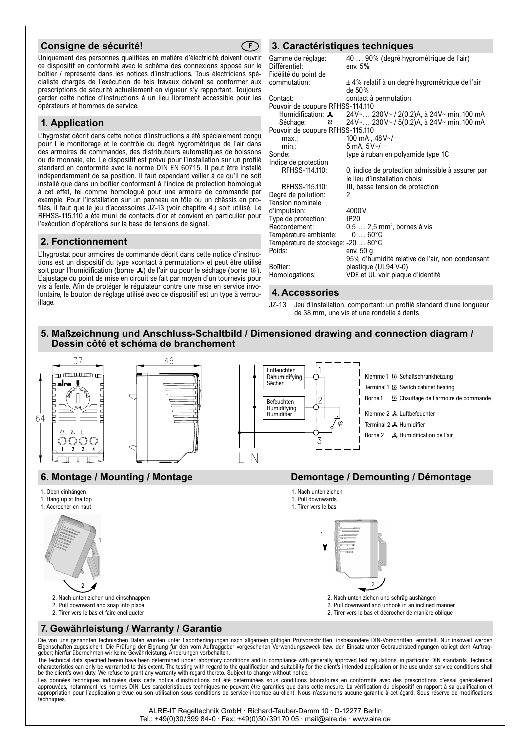## Consigne de sécurité!

(F)

Uniquement des personnes qualifiées en matière d'électricité doivent ouvrir ce dispositif en conformité avec le schéma des connexions apposé sur le boîtier / représenté dans les notices d'instructions. Tous électriciens spécialiste chargés de l'exécution de tels travaux doivent se conformer aux prescriptions de sécurité actuellement en vigueur s'y rapportant. Toujours garder cette notice d'instructions à un lieu librement accessible pour les opérateurs et hommes de service.

## 1. Application

L'hygrostat décrit dans cette notice d'instructions a été spécialement conçu pour l le monitorage et le contrôle du degré hygrométrique de l'air dans des armoires de commandes, des distributeurs automatiques de boissons ou de monnaie, etc. Le dispositif est prévu pour l'installation sur un profilé standard en conformité avec la norme DIN EN 60715. Il peut être installé indépendamment de sa position. Il faut cependant veiller à ce qu'il ne soit installé que dans un boîtier conformant à l'indice de protection homologué à cet effet, tel comme homologué pour une armoire de commande par exemple. Pour l'installation sur un panneau en tôle ou un châssis en profilés, il faut que le jeu d'accessoires JZ-13 (voir chapitre 4.) soit utilisé. Le RFHSS-115.110 a été muni de contacts d'or et convient en particulier pour l'exécution d'opérations sur la base de tensions de signal.

## 2. Fonctionnement

L'hygrostat pour armoires de commande décrit dans cette notice d'instructions est un dispositif du type «contact à permutation» et peut être utilisé soit pour l'humidification (borne ♣) de l'air ou pour le séchage (borne ≋). L'ajustage du point de mise en circuit se fait par moyen d'un tournevis pour vis à fente. Afin de protéger le régulateur contre une mise en service involontaire, le bouton de réglage utilisé avec ce dispositif est un type à verrouillage.

## 3. Caractéristiques techniques

| | |
|---|---|
| Gamme de réglage: | 40 … 90% (degré hygrométrique de l'air) |
| Différentiel: | env. 5% |
| Fidélité du point de commutation: | ± 4% relatif à un degré hygrométrique de l'air de 50% |
| Contact: | contact à permutation |
| Pouvoir de coupure RFHSS-114.110 | |
| Humidification: ♣ | 24V~… 230V~ / 2(0,2)A, à 24V~ min. 100 mA |
| Séchage: ≋ | 24V~… 230V~ / 5(0,2)A, à 24V~ min. 100 mA |
| Pouvoir de coupure RFHSS-115.110 | |
| max.: | 100 mA , 48V~/⎓ |
| min.: | 5 mA, 5V~/⎓ |
| Sonde: | type à ruban en polyamide type 1C |
| Indice de protection | |
| RFHSS-114.110: | 0, indice de protection admissible à assurer par le lieu d'installation choisi |
| RFHSS-115.110: | III, basse tension de protection |
| Degré de pollution: | 2 |
| Tension nominale d'impulsion: | 4000V |
| Type de protection: | IP20 |
| Raccordement: | 0,5 … 2,5 mm², bornes à vis |
| Température ambiante: | 0 … 60°C |
| Température de stockage: | -20 … 80°C |
| Poids: | env. 50 g |
| | 95% d'humidité relative de l'air, non condensant |
| Boîtier: | plastique (UL94 V-0) |
| Homologations: | VDE et UL voir plaque d'identité |

## 4. Accessories

JZ-13 Jeu d'installation, comportant: un profilé standard d'une longueur de 38 mm, une vis et une rondelle à dents

## 5. Maßzeichnung und Anschluss-Schaltbild / Dimensioned drawing and connection diagram / Dessin côté et schéma de branchement

37
46
64
alre
1 2 3 4
Entfeuchten / Dehumidifying / Sécher
Befeuchten / Humidifying / Humidifier
1 2 3
L N

Klemme 1 ≋ Schaltschrankheizung
Terminal 1 ≋ Switch cabinet heating
Borne 1 ≋ Chauffage de l'armoire de commande

Klemme 2 ♣ Luftbefeuchter
Terminal 2 ♣ Humidifier
Borne 2 ♣ Humidification de l'air

## 6. Montage / Mounting / Montage

1. Oben einhängen
1. Hang up at the top
1. Accrocher en haut

2. Nach unten ziehen und einschnappen
2. Pull downward and snap into place
2. Tirer vers le bas et faire encliqueter

## Demontage / Demounting / Démontage

1. Nach unten ziehen
1. Pull downwards
1. Tirer vers le bas

2. Nach unten ziehen und schräg aushängen
2. Pull downward and unhook in an inclined manner
2. Tirer vers le bas et décrocher de manière oblique

## 7. Gewährleistung / Warranty / Garantie

Die von uns genannten technischen Daten wurden unter Laborbedingungen nach allgemein gültigen Prüfvorschriften, insbesondere DIN-Vorschriften, ermittelt. Nur insoweit werden Eigenschaften zugesichert. Die Prüfung der Eignung für den vom Auftraggeber vorgesehenen Verwendungszweck bzw. den Einsatz unter Gebrauchsbedingungen obliegt dem Auftraggeber; hierfür übernehmen wir keine Gewährleistung. Änderungen vorbehalten.

The technical data specified herein have been determined under laboratory conditions and in compliance with generally approved test regulations, in particular DIN standards. Technical characteristics can only be warranted to this extent. The testing with regard to the qualification and suitability for the client's intended application or the use under service conditions shall be the client's own duty. We refuse to grant any warranty with regard thereto. Subject to change without notice.

Les données techniques indiquées dans cette notice d'instructions ont été déterminées sous conditions laboratoires en conformité avec des prescriptions d'essai généralement approuvées, notamment les normes DIN. Les caractéristiques techniques ne peuvent être garanties que dans cette mesure. La vérification du dispositif en rapport à sa qualification et appropriation pour l'application prévue ou son utilisation sous conditions de service incombe au client. Nous n'assumons aucune garantie à cet égard. Sous réserve de modifications techniques.

ALRE-IT Regeltechnik GmbH · Richard-Tauber-Damm 10 · D-12277 Berlin
Tel.: +49(0)30/399 84-0 · Fax: +49(0)30/391 70 05 · mail@alre.de · www.alre.de